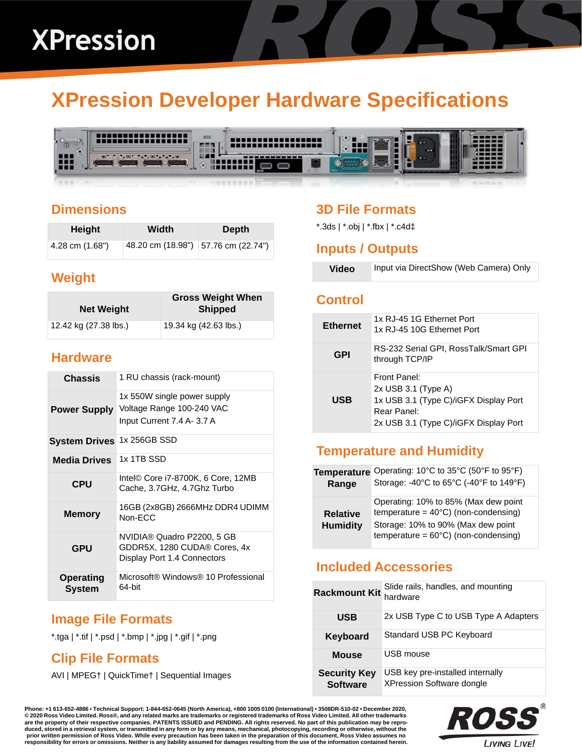# XPression

## XPression Developer Hardware Specifications

### Dimensions

| Height | Width | Depth |
|---|---|---|
| 4.28 cm (1.68") | 48.20 cm (18.98") | 57.76 cm (22.74") |

### Weight

| Net Weight | Gross Weight When Shipped |
|---|---|
| 12.42 kg (27.38 lbs.) | 19.34 kg (42.63 lbs.) |

### Hardware

| | |
|---|---|
| **Chassis** | 1 RU chassis (rack-mount) |
| **Power Supply** | 1x 550W single power supply<br>Voltage Range 100-240 VAC<br>Input Current 7.4 A- 3.7 A |
| **System Drives** | 1x 256GB SSD |
| **Media Drives** | 1x 1TB SSD |
| **CPU** | Intel© Core i7-8700K, 6 Core, 12MB Cache, 3.7GHz, 4.7Ghz Turbo |
| **Memory** | 16GB (2x8GB) 2666MHz DDR4 UDIMM Non-ECC |
| **GPU** | NVIDIA® Quadro P2200, 5 GB GDDR5X, 1280 CUDA® Cores, 4x Display Port 1.4 Connectors |
| **Operating System** | Microsoft® Windows® 10 Professional 64-bit |

### Image File Formats

*.tga | *.tif | *.psd | *.bmp | *.jpg | *.gif | *.png

### Clip File Formats

AVI | MPEG† | QuickTime† | Sequential Images

### 3D File Formats

*.3ds | *.obj | *.fbx | *.c4d‡

### Inputs / Outputs

| | |
|---|---|
| **Video** | Input via DirectShow (Web Camera) Only |

### Control

| | |
|---|---|
| **Ethernet** | 1x RJ-45 1G Ethernet Port<br>1x RJ-45 10G Ethernet Port |
| **GPI** | RS-232 Serial GPI, RossTalk/Smart GPI through TCP/IP |
| **USB** | Front Panel:<br>2x USB 3.1 (Type A)<br>1x USB 3.1 (Type C)/iGFX Display Port<br>Rear Panel:<br>2x USB 3.1 (Type C)/iGFX Display Port |

### Temperature and Humidity

| | |
|---|---|
| **Temperature Range** | Operating: 10°C to 35°C (50°F to 95°F)<br>Storage: -40°C to 65°C (-40°F to 149°F) |
| **Relative Humidity** | Operating: 10% to 85% (Max dew point temperature = 40°C) (non-condensing)<br>Storage: 10% to 90% (Max dew point temperature = 60°C) (non-condensing) |

### Included Accessories

| | |
|---|---|
| **Rackmount Kit** | Slide rails, handles, and mounting hardware |
| **USB** | 2x USB Type C to USB Type A Adapters |
| **Keyboard** | Standard USB PC Keyboard |
| **Mouse** | USB mouse |
| **Security Key Software** | USB key pre-installed internally<br>XPression Software dongle |

**Phone: +1 613-652-4886 • Technical Support: 1-844-652-0645 (North America), +800 1005 0100 (International) • 3508DR-510-02 • December 2020, © 2020 Ross Video Limited. Ross®, and any related marks are trademarks or registered trademarks of Ross Video Limited. All other trademarks are the property of their respective companies. PATENTS ISSUED and PENDING. All rights reserved. No part of this publication may be reproduced, stored in a retrieval system, or transmitted in any form or by any means, mechanical, photocopying, recording or otherwise, without the prior written permission of Ross Video. While every precaution has been taken in the preparation of this document, Ross Video assumes no responsibility for errors or omissions. Neither is any liability assumed for damages resulting from the use of the information contained herein.**

ROSS® LIVING LIVE!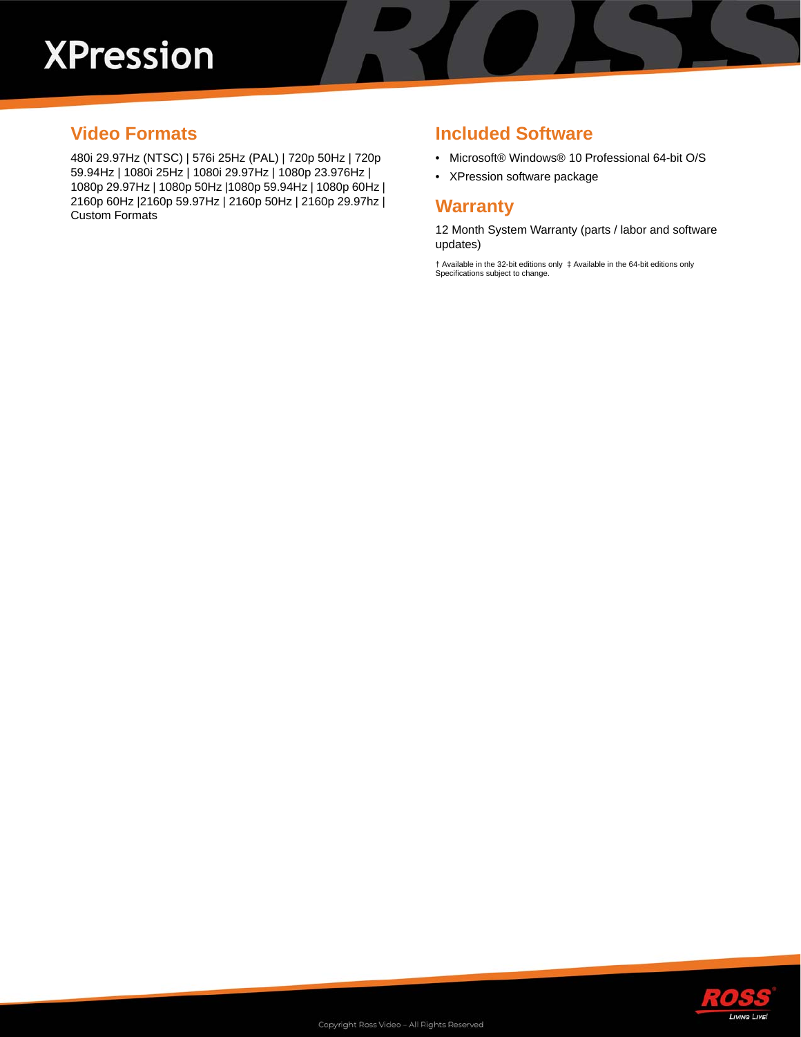## Video Formats

480i 29.97Hz (NTSC) | 576i 25Hz (PAL) | 720p 50Hz | 720p 59.94Hz | 1080i 25Hz | 1080i 29.97Hz | 1080p 23.976Hz | 1080p 29.97Hz | 1080p 50Hz |1080p 59.94Hz | 1080p 60Hz | 2160p 60Hz |2160p 59.97Hz | 2160p 50Hz | 2160p 29.97hz | Custom Formats

## Included Software

- Microsoft® Windows® 10 Professional 64-bit O/S
- XPression software package

## Warranty

12 Month System Warranty (parts / labor and software updates)

† Available in the 32-bit editions only ‡ Available in the 64-bit editions only
Specifications subject to change.